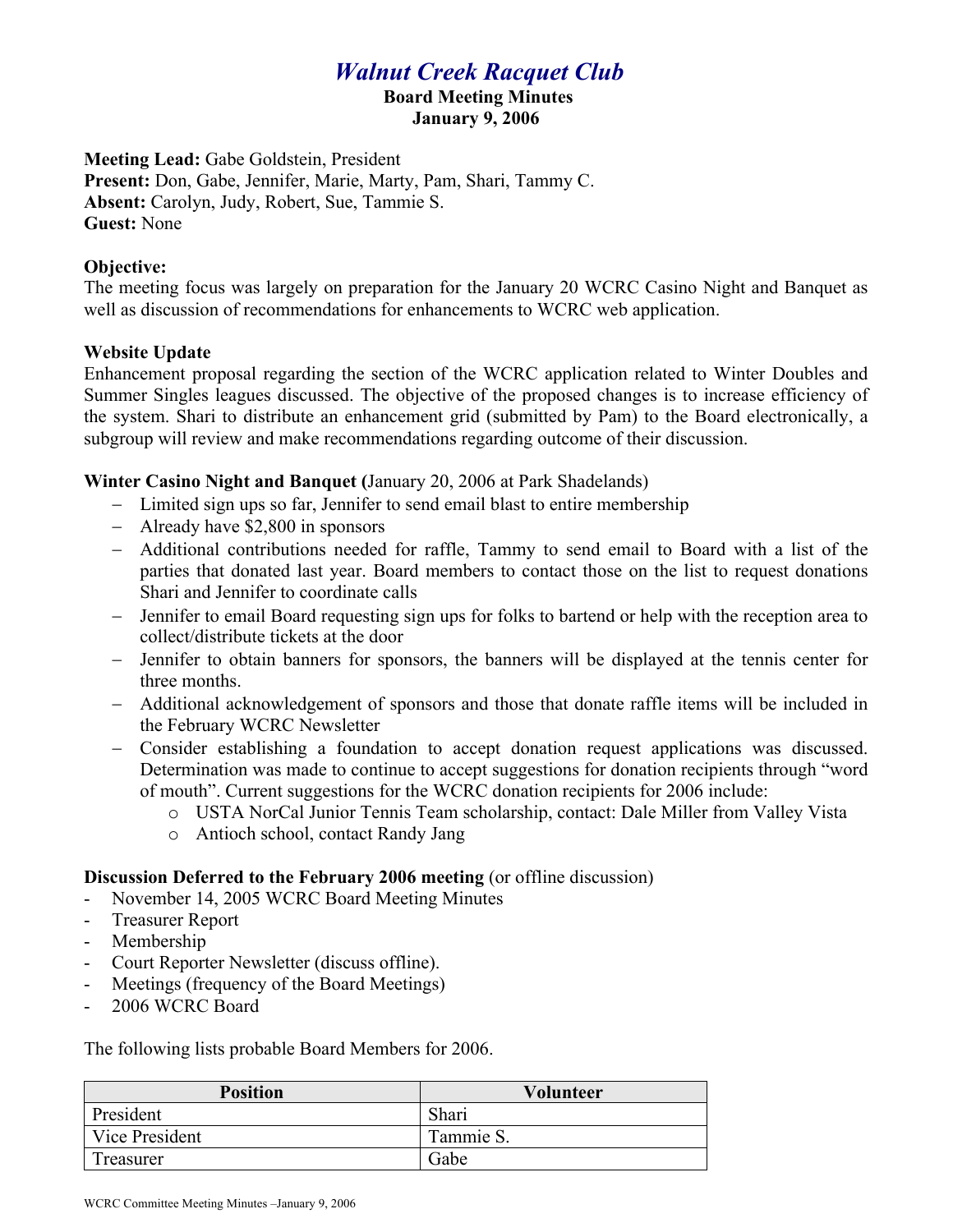# *Walnut Creek Racquet Club*

**Board Meeting Minutes**
**January 9, 2006**

**Meeting Lead:** Gabe Goldstein, President
**Present:** Don, Gabe, Jennifer, Marie, Marty, Pam, Shari, Tammy C.
**Absent:** Carolyn, Judy, Robert, Sue, Tammie S.
**Guest:** None

**Objective:**
The meeting focus was largely on preparation for the January 20 WCRC Casino Night and Banquet as well as discussion of recommendations for enhancements to WCRC web application.

**Website Update**
Enhancement proposal regarding the section of the WCRC application related to Winter Doubles and Summer Singles leagues discussed. The objective of the proposed changes is to increase efficiency of the system. Shari to distribute an enhancement grid (submitted by Pam) to the Board electronically, a subgroup will review and make recommendations regarding outcome of their discussion.

**Winter Casino Night and Banquet (**January 20, 2006 at Park Shadelands)

- Limited sign ups so far, Jennifer to send email blast to entire membership
- Already have $2,800 in sponsors
- Additional contributions needed for raffle, Tammy to send email to Board with a list of the parties that donated last year. Board members to contact those on the list to request donations Shari and Jennifer to coordinate calls
- Jennifer to email Board requesting sign ups for folks to bartend or help with the reception area to collect/distribute tickets at the door
- Jennifer to obtain banners for sponsors, the banners will be displayed at the tennis center for three months.
- Additional acknowledgement of sponsors and those that donate raffle items will be included in the February WCRC Newsletter
- Consider establishing a foundation to accept donation request applications was discussed. Determination was made to continue to accept suggestions for donation recipients through "word of mouth". Current suggestions for the WCRC donation recipients for 2006 include:
  - USTA NorCal Junior Tennis Team scholarship, contact: Dale Miller from Valley Vista
  - Antioch school, contact Randy Jang

**Discussion Deferred to the February 2006 meeting** (or offline discussion)

- November 14, 2005 WCRC Board Meeting Minutes
- Treasurer Report
- Membership
- Court Reporter Newsletter (discuss offline).
- Meetings (frequency of the Board Meetings)
- 2006 WCRC Board

The following lists probable Board Members for 2006.

| Position | Volunteer |
|---|---|
| President | Shari |
| Vice President | Tammie S. |
| Treasurer | Gabe |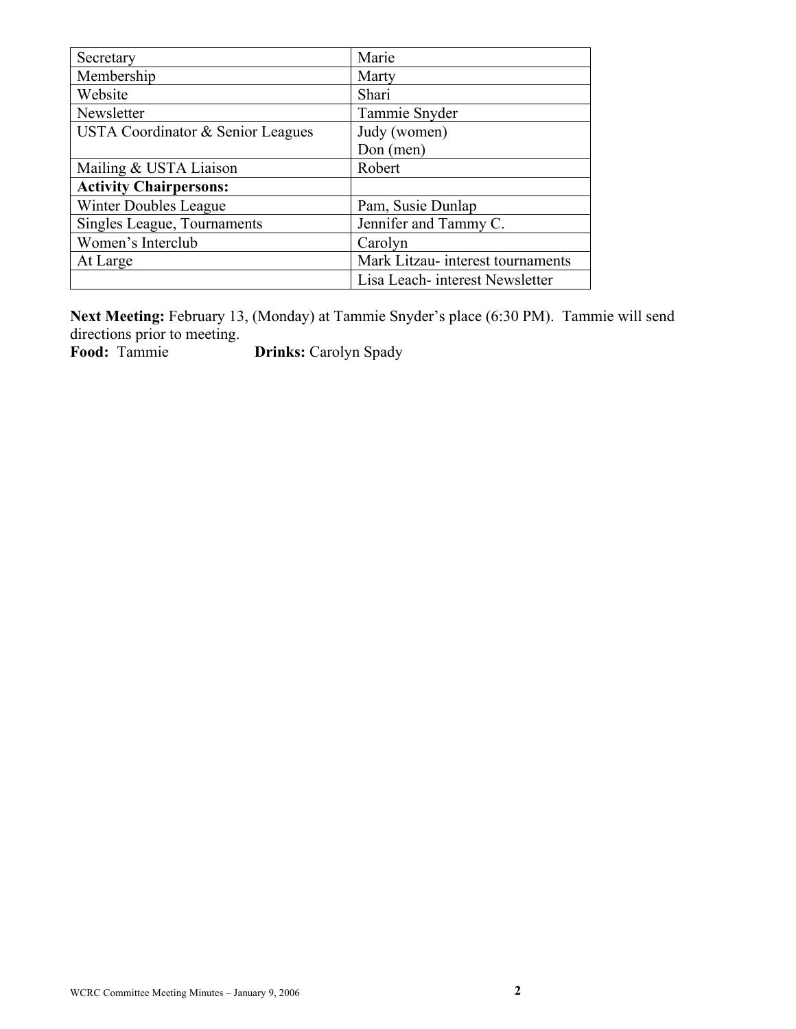| | |
|---|---|
| Secretary | Marie |
| Membership | Marty |
| Website | Shari |
| Newsletter | Tammie Snyder |
| USTA Coordinator & Senior Leagues | Judy (women)<br>Don (men) |
| Mailing & USTA Liaison | Robert |
| **Activity Chairpersons:** | |
| Winter Doubles League | Pam, Susie Dunlap |
| Singles League, Tournaments | Jennifer and Tammy C. |
| Women's Interclub | Carolyn |
| At Large | Mark Litzau- interest tournaments |
| | Lisa Leach- interest Newsletter |

**Next Meeting:** February 13, (Monday) at Tammie Snyder's place (6:30 PM). Tammie will send directions prior to meeting.

**Food:** Tammie **Drinks:** Carolyn Spady